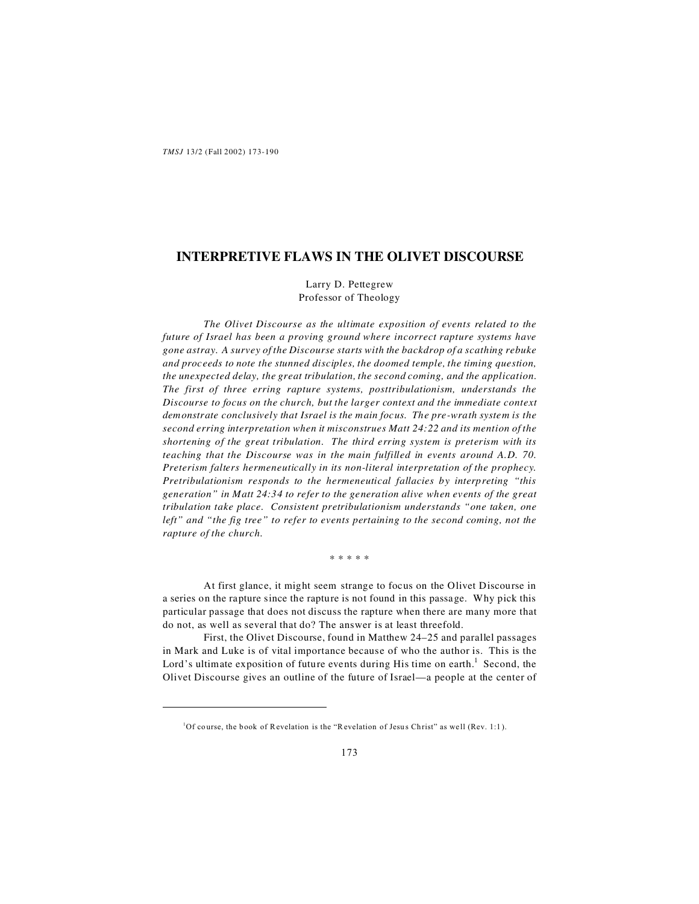# INTERPRETIVE FLAWS IN THE OLIVET DISCOURSE

Larry D. Pettegrew
Professor of Theology

*The Olivet Discourse as the ultimate exposition of events related to the future of Israel has been a proving ground where incorrect rapture systems have gone astray. A survey of the Discourse starts with the backdrop of a scathing rebuke and proceeds to note the stunned disciples, the doomed temple, the timing question, the unexpected delay, the great tribulation, the second coming, and the application. The first of three erring rapture systems, posttribulationism, understands the Discourse to focus on the church, but the larger context and the immediate context demonstrate conclusively that Israel is the main focus. The pre-wrath system is the second erring interpretation when it misconstrues Matt 24:22 and its mention of the shortening of the great tribulation. The third erring system is preterism with its teaching that the Discourse was in the main fulfilled in events around A.D. 70. Preterism falters hermeneutically in its non-literal interpretation of the prophecy. Pretribulationism responds to the hermeneutical fallacies by interpreting "this generation" in Matt 24:34 to refer to the generation alive when events of the great tribulation take place. Consistent pretribulationism understands "one taken, one left" and "the fig tree" to refer to events pertaining to the second coming, not the rapture of the church.*

\* \* \* \* \*

At first glance, it might seem strange to focus on the Olivet Discourse in a series on the rapture since the rapture is not found in this passage. Why pick this particular passage that does not discuss the rapture when there are many more that do not, as well as several that do? The answer is at least threefold.

First, the Olivet Discourse, found in Matthew 24–25 and parallel passages in Mark and Luke is of vital importance because of who the author is. This is the Lord's ultimate exposition of future events during His time on earth.[1] Second, the Olivet Discourse gives an outline of the future of Israel—a people at the center of

---

[1] Of course, the book of Revelation is the "Revelation of Jesus Christ" as well (Rev. 1:1).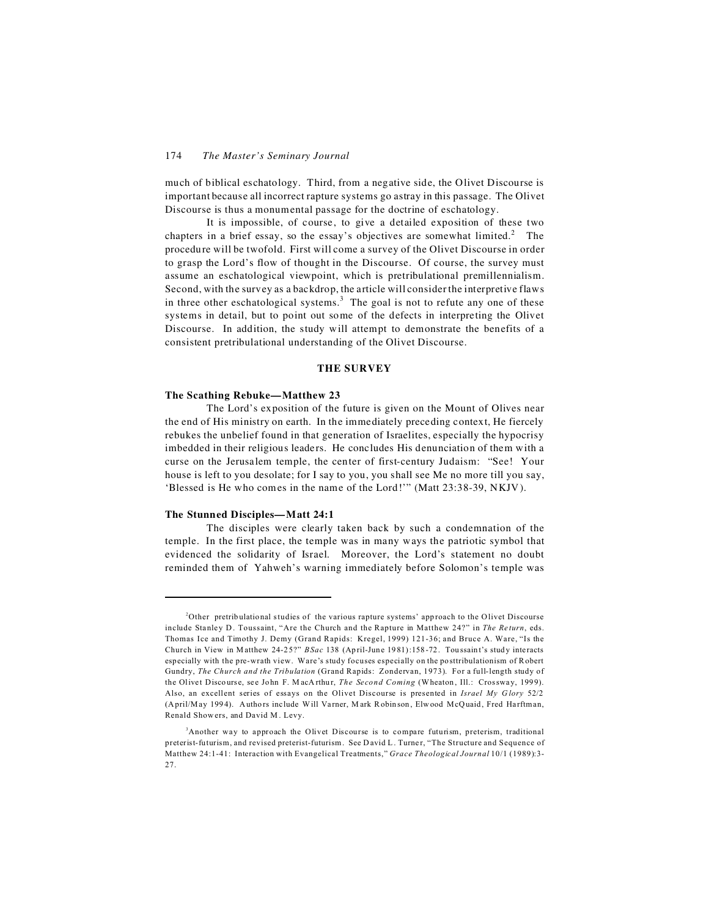much of biblical eschatology. Third, from a negative side, the Olivet Discourse is important because all incorrect rapture systems go astray in this passage. The Olivet Discourse is thus a monumental passage for the doctrine of eschatology.

It is impossible, of course, to give a detailed exposition of these two chapters in a brief essay, so the essay's objectives are somewhat limited.[2] The procedure will be twofold. First will come a survey of the Olivet Discourse in order to grasp the Lord's flow of thought in the Discourse. Of course, the survey must assume an eschatological viewpoint, which is pretribulational premillennialism. Second, with the survey as a backdrop, the article will consider the interpretive flaws in three other eschatological systems.[3] The goal is not to refute any one of these systems in detail, but to point out some of the defects in interpreting the Olivet Discourse. In addition, the study will attempt to demonstrate the benefits of a consistent pretribulational understanding of the Olivet Discourse.

## THE SURVEY

### The Scathing Rebuke—Matthew 23

The Lord's exposition of the future is given on the Mount of Olives near the end of His ministry on earth. In the immediately preceding context, He fiercely rebukes the unbelief found in that generation of Israelites, especially the hypocrisy imbedded in their religious leaders. He concludes His denunciation of them with a curse on the Jerusalem temple, the center of first-century Judaism: "See! Your house is left to you desolate; for I say to you, you shall see Me no more till you say, 'Blessed is He who comes in the name of the Lord!'" (Matt 23:38-39, NKJV).

### The Stunned Disciples—Matt 24:1

The disciples were clearly taken back by such a condemnation of the temple. In the first place, the temple was in many ways the patriotic symbol that evidenced the solidarity of Israel. Moreover, the Lord's statement no doubt reminded them of Yahweh's warning immediately before Solomon's temple was

---

[2]Other pretribulational studies of the various rapture systems' approach to the Olivet Discourse include Stanley D. Toussaint, "Are the Church and the Rapture in Matthew 24?" in *The Return*, eds. Thomas Ice and Timothy J. Demy (Grand Rapids: Kregel, 1999) 121-36; and Bruce A. Ware, "Is the Church in View in Matthew 24-25?" *BSac* 138 (April-June 1981):158-72. Toussaint's study interacts especially with the pre-wrath view. Ware's study focuses especially on the posttribulationism of Robert Gundry, *The Church and the Tribulation* (Grand Rapids: Zondervan, 1973). For a full-length study of the Olivet Discourse, see John F. MacArthur, *The Second Coming* (Wheaton, Ill.: Crossway, 1999). Also, an excellent series of essays on the Olivet Discourse is presented in *Israel My Glory* 52/2 (April/May 1994). Authors include Will Varner, Mark Robinson, Elwood McQuaid, Fred Harftman, Renald Showers, and David M. Levy.

[3]Another way to approach the Olivet Discourse is to compare futurism, preterism, traditional preterist-futurism, and revised preterist-futurism. See David L. Turner, "The Structure and Sequence of Matthew 24:1-41: Interaction with Evangelical Treatments," *Grace Theological Journal* 10/1 (1989):3-27.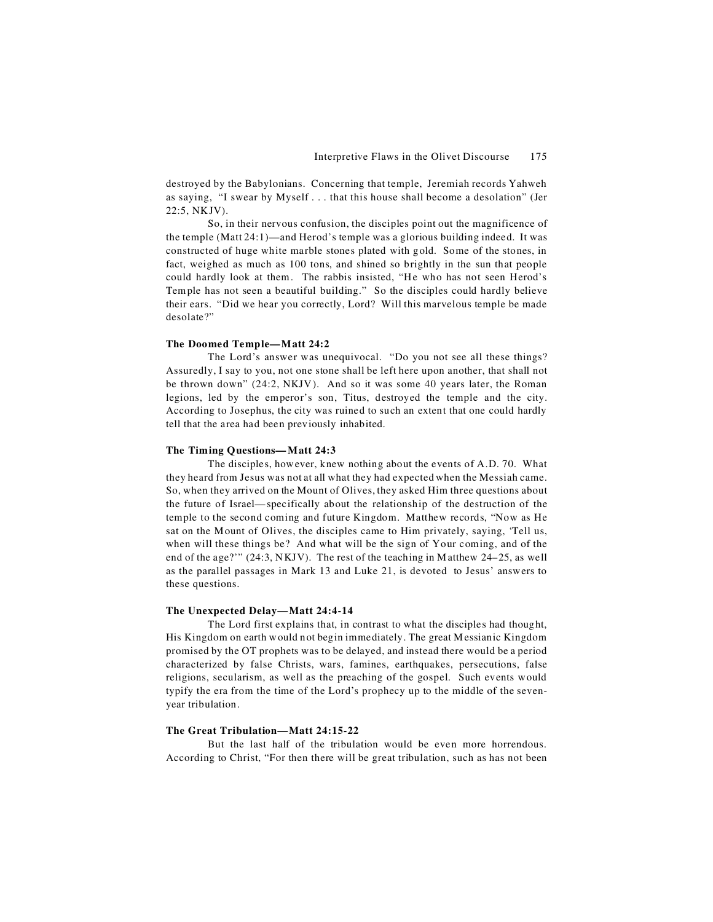destroyed by the Babylonians. Concerning that temple, Jeremiah records Yahweh as saying, "I swear by Myself . . . that this house shall become a desolation" (Jer 22:5, NKJV).

So, in their nervous confusion, the disciples point out the magnificence of the temple (Matt 24:1)—and Herod's temple was a glorious building indeed. It was constructed of huge white marble stones plated with gold. Some of the stones, in fact, weighed as much as 100 tons, and shined so brightly in the sun that people could hardly look at them. The rabbis insisted, "He who has not seen Herod's Temple has not seen a beautiful building." So the disciples could hardly believe their ears. "Did we hear you correctly, Lord? Will this marvelous temple be made desolate?"

### The Doomed Temple—Matt 24:2

The Lord's answer was unequivocal. "Do you not see all these things? Assuredly, I say to you, not one stone shall be left here upon another, that shall not be thrown down" (24:2, NKJV). And so it was some 40 years later, the Roman legions, led by the emperor's son, Titus, destroyed the temple and the city. According to Josephus, the city was ruined to such an extent that one could hardly tell that the area had been previously inhabited.

### The Timing Questions—Matt 24:3

The disciples, however, knew nothing about the events of A.D. 70. What they heard from Jesus was not at all what they had expected when the Messiah came. So, when they arrived on the Mount of Olives, they asked Him three questions about the future of Israel—specifically about the relationship of the destruction of the temple to the second coming and future Kingdom. Matthew records, "Now as He sat on the Mount of Olives, the disciples came to Him privately, saying, 'Tell us, when will these things be? And what will be the sign of Your coming, and of the end of the age?'" (24:3, NKJV). The rest of the teaching in Matthew 24–25, as well as the parallel passages in Mark 13 and Luke 21, is devoted to Jesus' answers to these questions.

### The Unexpected Delay—Matt 24:4-14

The Lord first explains that, in contrast to what the disciples had thought, His Kingdom on earth would not begin immediately. The great Messianic Kingdom promised by the OT prophets was to be delayed, and instead there would be a period characterized by false Christs, wars, famines, earthquakes, persecutions, false religions, secularism, as well as the preaching of the gospel. Such events would typify the era from the time of the Lord's prophecy up to the middle of the seven-year tribulation.

### The Great Tribulation—Matt 24:15-22

But the last half of the tribulation would be even more horrendous. According to Christ, "For then there will be great tribulation, such as has not been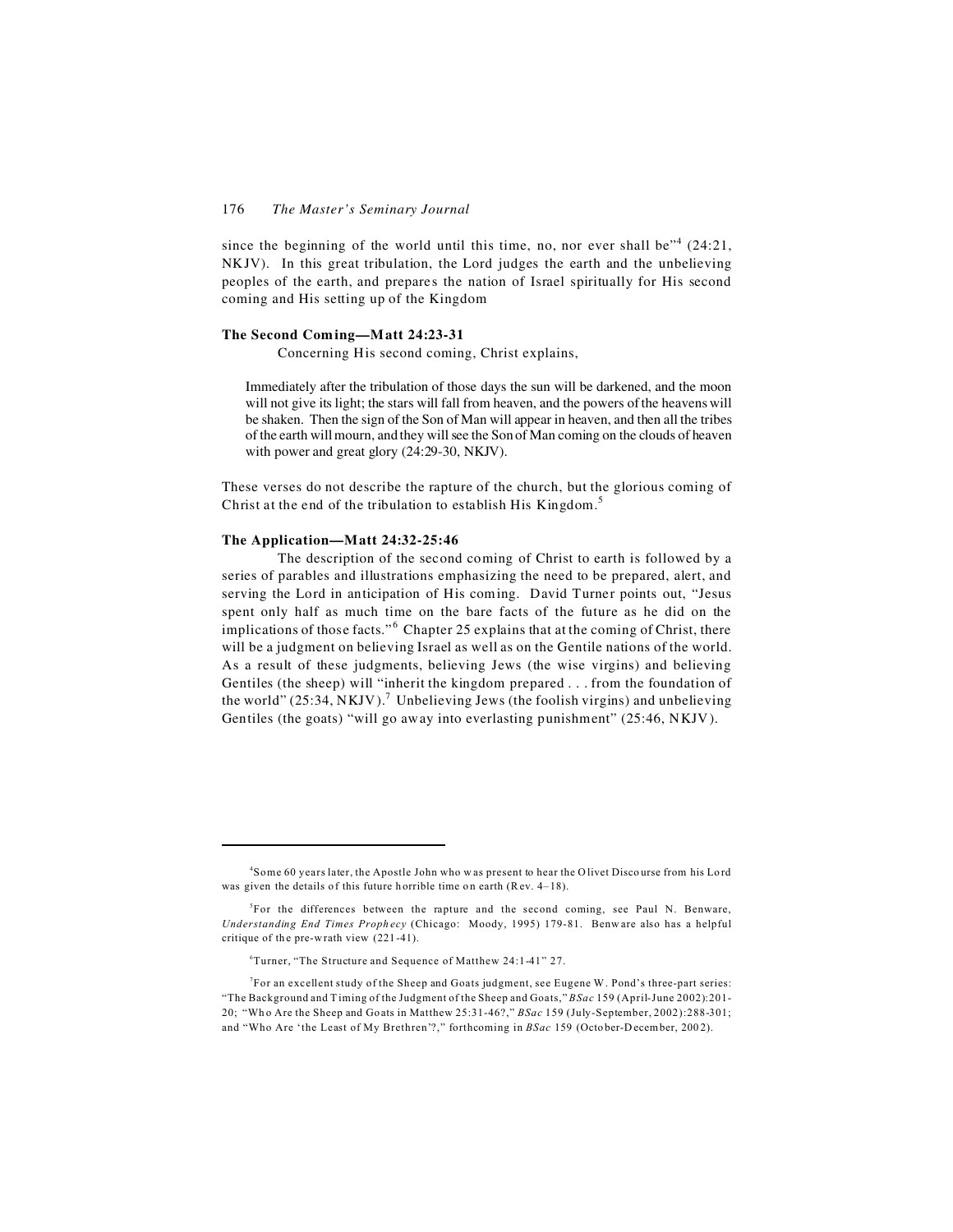since the beginning of the world until this time, no, nor ever shall be"[4] (24:21, NKJV). In this great tribulation, the Lord judges the earth and the unbelieving peoples of the earth, and prepares the nation of Israel spiritually for His second coming and His setting up of the Kingdom

**The Second Coming—Matt 24:23-31**

Concerning His second coming, Christ explains,

> Immediately after the tribulation of those days the sun will be darkened, and the moon will not give its light; the stars will fall from heaven, and the powers of the heavens will be shaken. Then the sign of the Son of Man will appear in heaven, and then all the tribes of the earth will mourn, and they will see the Son of Man coming on the clouds of heaven with power and great glory (24:29-30, NKJV).

These verses do not describe the rapture of the church, but the glorious coming of Christ at the end of the tribulation to establish His Kingdom.[5]

**The Application—Matt 24:32-25:46**

The description of the second coming of Christ to earth is followed by a series of parables and illustrations emphasizing the need to be prepared, alert, and serving the Lord in anticipation of His coming. David Turner points out, "Jesus spent only half as much time on the bare facts of the future as he did on the implications of those facts."[6] Chapter 25 explains that at the coming of Christ, there will be a judgment on believing Israel as well as on the Gentile nations of the world. As a result of these judgments, believing Jews (the wise virgins) and believing Gentiles (the sheep) will "inherit the kingdom prepared . . . from the foundation of the world" (25:34, NKJV).[7] Unbelieving Jews (the foolish virgins) and unbelieving Gentiles (the goats) "will go away into everlasting punishment" (25:46, NKJV).

---

[4]Some 60 years later, the Apostle John who was present to hear the Olivet Discourse from his Lord was given the details of this future horrible time on earth (Rev. 4–18).

[5]For the differences between the rapture and the second coming, see Paul N. Benware, *Understanding End Times Prophecy* (Chicago: Moody, 1995) 179-81. Benware also has a helpful critique of the pre-wrath view (221-41).

[6]Turner, "The Structure and Sequence of Matthew 24:1-41" 27.

[7]For an excellent study of the Sheep and Goats judgment, see Eugene W. Pond's three-part series: "The Background and Timing of the Judgment of the Sheep and Goats," *BSac* 159 (April-June 2002):201-20; "Who Are the Sheep and Goats in Matthew 25:31-46?," *BSac* 159 (July-September, 2002):288-301; and "Who Are 'the Least of My Brethren'?," forthcoming in *BSac* 159 (October-December, 2002).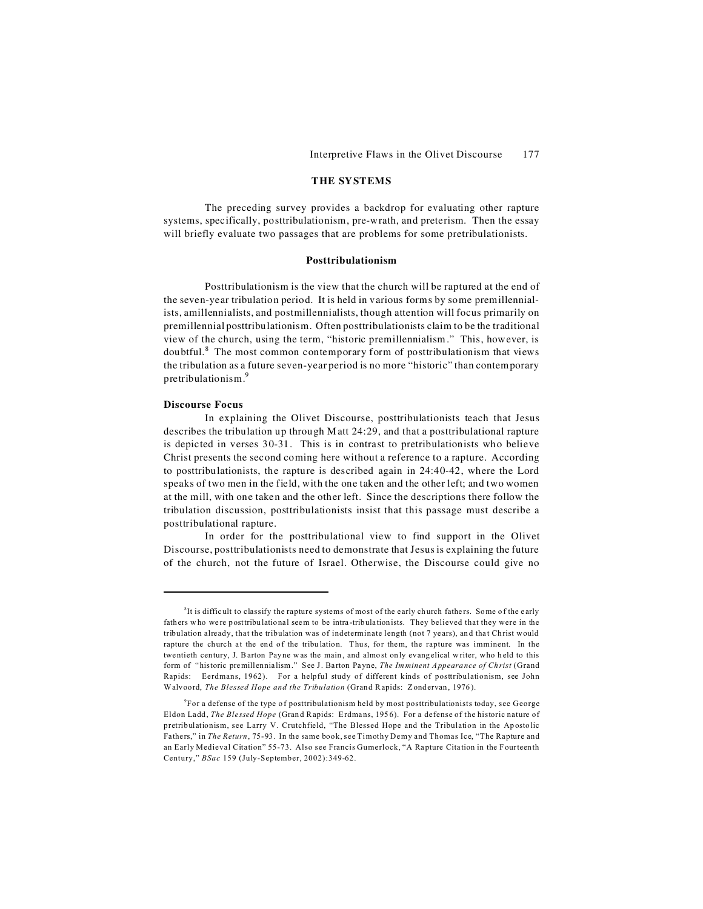## THE SYSTEMS

The preceding survey provides a backdrop for evaluating other rapture systems, specifically, posttribulationism, pre-wrath, and preterism. Then the essay will briefly evaluate two passages that are problems for some pretribulationists.

### Posttribulationism

Posttribulationism is the view that the church will be raptured at the end of the seven-year tribulation period. It is held in various forms by some premillennialists, amillennialists, and postmillennialists, though attention will focus primarily on premillennial posttribulationism. Often posttribulationists claim to be the traditional view of the church, using the term, "historic premillennialism." This, however, is doubtful.[8] The most common contemporary form of posttribulationism that views the tribulation as a future seven-year period is no more "historic" than contemporary pretribulationism.[9]

**Discourse Focus**

In explaining the Olivet Discourse, posttribulationists teach that Jesus describes the tribulation up through Matt 24:29, and that a posttribulational rapture is depicted in verses 30-31. This is in contrast to pretribulationists who believe Christ presents the second coming here without a reference to a rapture. According to posttribulationists, the rapture is described again in 24:40-42, where the Lord speaks of two men in the field, with the one taken and the other left; and two women at the mill, with one taken and the other left. Since the descriptions there follow the tribulation discussion, posttribulationists insist that this passage must describe a posttribulational rapture.

In order for the posttribulational view to find support in the Olivet Discourse, posttribulationists need to demonstrate that Jesus is explaining the future of the church, not the future of Israel. Otherwise, the Discourse could give no

---

[8]It is difficult to classify the rapture systems of most of the early church fathers. Some of the early fathers who were posttribulational seem to be intra-tribulationists. They believed that they were in the tribulation already, that the tribulation was of indeterminate length (not 7 years), and that Christ would rapture the church at the end of the tribulation. Thus, for them, the rapture was imminent. In the twentieth century, J. Barton Payne was the main, and almost only evangelical writer, who held to this form of "historic premillennialism." See J. Barton Payne, *The Imminent Appearance of Christ* (Grand Rapids: Eerdmans, 1962). For a helpful study of different kinds of posttribulationism, see John Walvoord, *The Blessed Hope and the Tribulation* (Grand Rapids: Zondervan, 1976).

[9]For a defense of the type of posttribulationism held by most posttribulationists today, see George Eldon Ladd, *The Blessed Hope* (Grand Rapids: Erdmans, 1956). For a defense of the historic nature of pretribulationism, see Larry V. Crutchfield, "The Blessed Hope and the Tribulation in the Apostolic Fathers," in *The Return*, 75-93. In the same book, see Timothy Demy and Thomas Ice, "The Rapture and an Early Medieval Citation" 55-73. Also see Francis Gumerlock, "A Rapture Citation in the Fourteenth Century," *BSac* 159 (July-September, 2002):349-62.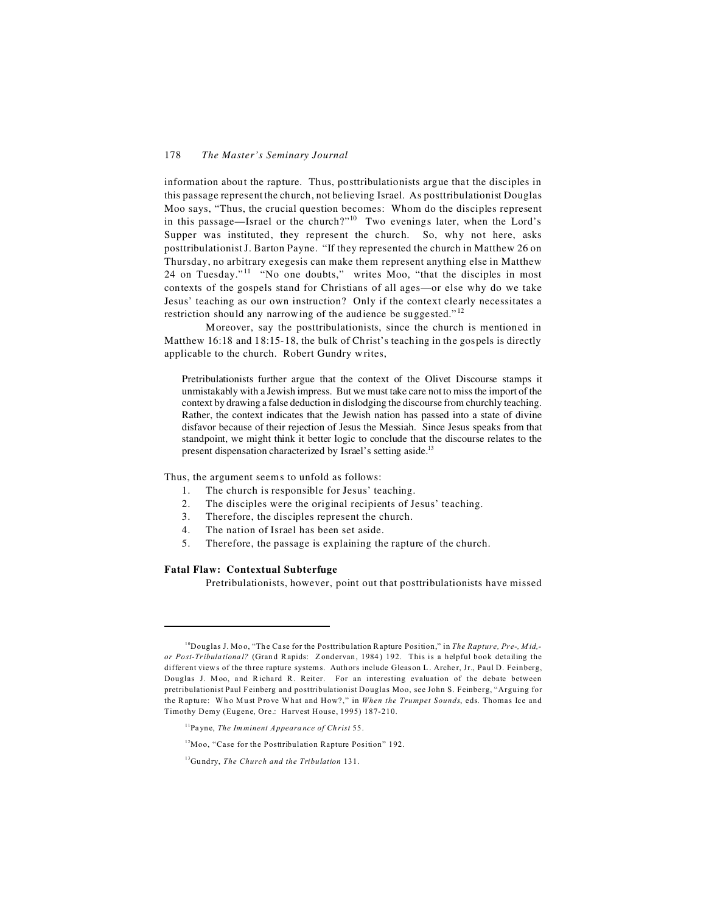information about the rapture. Thus, posttribulationists argue that the disciples in this passage represent the church, not believing Israel. As posttribulationist Douglas Moo says, "Thus, the crucial question becomes: Whom do the disciples represent in this passage—Israel or the church?"[10] Two evenings later, when the Lord's Supper was instituted, they represent the church. So, why not here, asks posttribulationist J. Barton Payne. "If they represented the church in Matthew 26 on Thursday, no arbitrary exegesis can make them represent anything else in Matthew 24 on Tuesday."[11] "No one doubts," writes Moo, "that the disciples in most contexts of the gospels stand for Christians of all ages—or else why do we take Jesus' teaching as our own instruction? Only if the context clearly necessitates a restriction should any narrowing of the audience be suggested."[12]

Moreover, say the posttribulationists, since the church is mentioned in Matthew 16:18 and 18:15-18, the bulk of Christ's teaching in the gospels is directly applicable to the church. Robert Gundry writes,

> Pretribulationists further argue that the context of the Olivet Discourse stamps it unmistakably with a Jewish impress. But we must take care not to miss the import of the context by drawing a false deduction in dislodging the discourse from churchly teaching. Rather, the context indicates that the Jewish nation has passed into a state of divine disfavor because of their rejection of Jesus the Messiah. Since Jesus speaks from that standpoint, we might think it better logic to conclude that the discourse relates to the present dispensation characterized by Israel's setting aside.[13]

Thus, the argument seems to unfold as follows:

1. The church is responsible for Jesus' teaching.
2. The disciples were the original recipients of Jesus' teaching.
3. Therefore, the disciples represent the church.
4. The nation of Israel has been set aside.
5. Therefore, the passage is explaining the rapture of the church.

**Fatal Flaw: Contextual Subterfuge**

Pretribulationists, however, point out that posttribulationists have missed

---

[10] Douglas J. Moo, "The Case for the Posttribulation Rapture Position," in *The Rapture, Pre-, Mid,- or Post-Tribulational?* (Grand Rapids: Zondervan, 1984) 192. This is a helpful book detailing the different views of the three rapture systems. Authors include Gleason L. Archer, Jr., Paul D. Feinberg, Douglas J. Moo, and Richard R. Reiter. For an interesting evaluation of the debate between pretribulationist Paul Feinberg and posttribulationist Douglas Moo, see John S. Feinberg, "Arguing for the Rapture: Who Must Prove What and How?," in *When the Trumpet Sounds*, eds. Thomas Ice and Timothy Demy (Eugene, Ore.: Harvest House, 1995) 187-210.

[11] Payne, *The Imminent Appearance of Christ* 55.

[12] Moo, "Case for the Posttribulation Rapture Position" 192.

[13] Gundry, *The Church and the Tribulation* 131.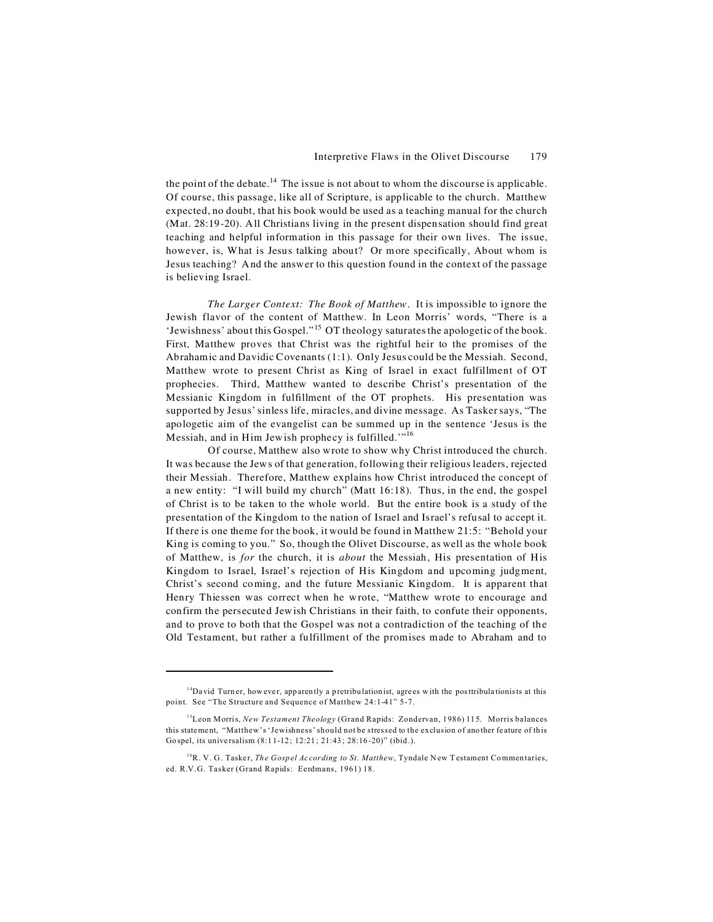the point of the debate.[14] The issue is not about to whom the discourse is applicable. Of course, this passage, like all of Scripture, is applicable to the church. Matthew expected, no doubt, that his book would be used as a teaching manual for the church (Mat. 28:19-20). All Christians living in the present dispensation should find great teaching and helpful information in this passage for their own lives. The issue, however, is, What is Jesus talking about? Or more specifically, About whom is Jesus teaching? And the answer to this question found in the context of the passage is believing Israel.

*The Larger Context: The Book of Matthew*. It is impossible to ignore the Jewish flavor of the content of Matthew. In Leon Morris' words, "There is a 'Jewishness' about this Gospel."[15] OT theology saturates the apologetic of the book. First, Matthew proves that Christ was the rightful heir to the promises of the Abrahamic and Davidic Covenants (1:1). Only Jesus could be the Messiah. Second, Matthew wrote to present Christ as King of Israel in exact fulfillment of OT prophecies. Third, Matthew wanted to describe Christ's presentation of the Messianic Kingdom in fulfillment of the OT prophets. His presentation was supported by Jesus' sinless life, miracles, and divine message. As Tasker says, "The apologetic aim of the evangelist can be summed up in the sentence 'Jesus is the Messiah, and in Him Jewish prophecy is fulfilled.'"[16]

Of course, Matthew also wrote to show why Christ introduced the church. It was because the Jews of that generation, following their religious leaders, rejected their Messiah. Therefore, Matthew explains how Christ introduced the concept of a new entity: "I will build my church" (Matt 16:18). Thus, in the end, the gospel of Christ is to be taken to the whole world. But the entire book is a study of the presentation of the Kingdom to the nation of Israel and Israel's refusal to accept it. If there is one theme for the book, it would be found in Matthew 21:5: "Behold your King is coming to you." So, though the Olivet Discourse, as well as the whole book of Matthew, is *for* the church, it is *about* the Messiah, His presentation of His Kingdom to Israel, Israel's rejection of His Kingdom and upcoming judgment, Christ's second coming, and the future Messianic Kingdom. It is apparent that Henry Thiessen was correct when he wrote, "Matthew wrote to encourage and confirm the persecuted Jewish Christians in their faith, to confute their opponents, and to prove to both that the Gospel was not a contradiction of the teaching of the Old Testament, but rather a fulfillment of the promises made to Abraham and to

---

[14]David Turner, however, apparently a pretribulationist, agrees with the posttribulationists at this point. See "The Structure and Sequence of Matthew 24:1-41" 5-7.

[15]Leon Morris, *New Testament Theology* (Grand Rapids: Zondervan, 1986) 115. Morris balances this statement, "Matthew's 'Jewishness' should not be stressed to the exclusion of another feature of this Gospel, its universalism (8:11-12; 12:21; 21:43; 28:16-20)" (ibid.).

[16]R. V. G. Tasker, *The Gospel According to St. Matthew*, Tyndale New Testament Commentaries, ed. R.V.G. Tasker (Grand Rapids: Eerdmans, 1961) 18.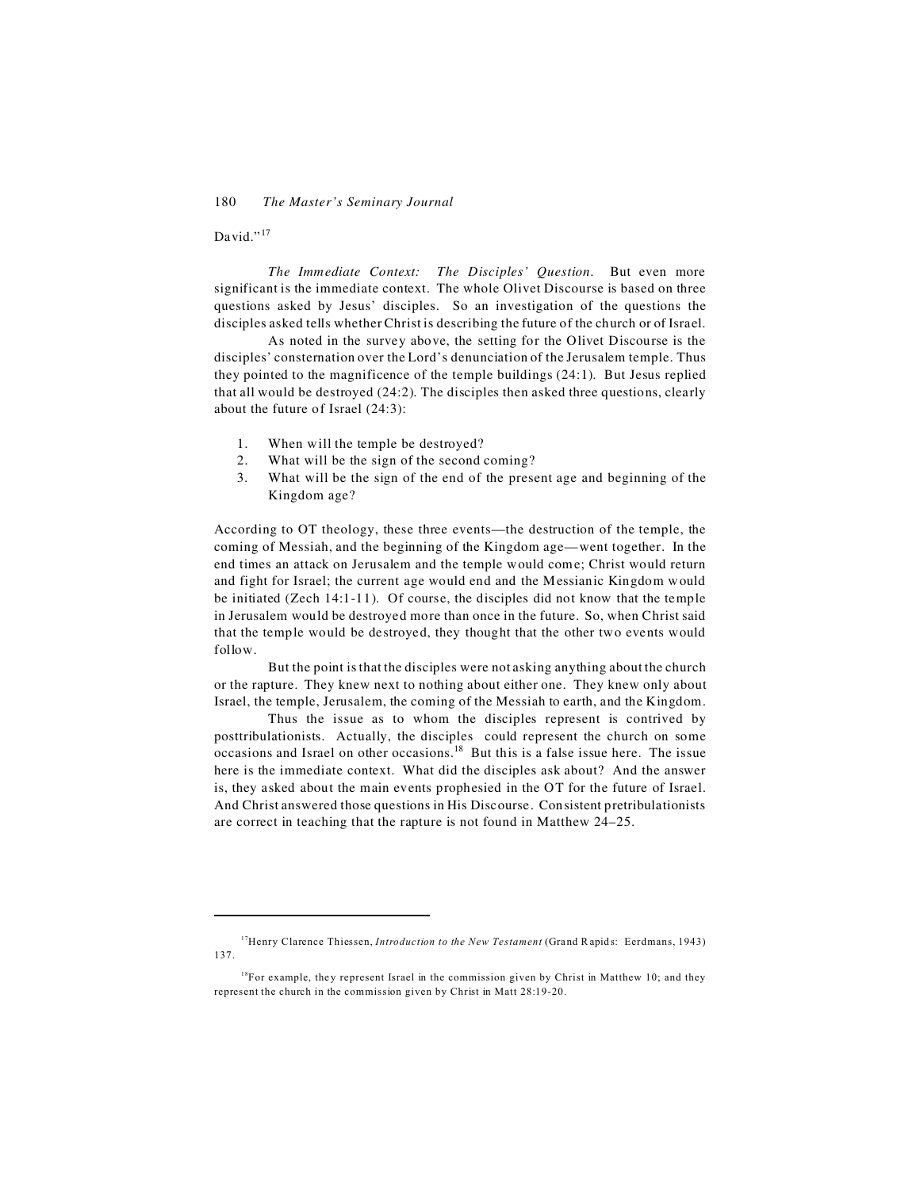David."[17]

*The Immediate Context: The Disciples' Question*. But even more significant is the immediate context. The whole Olivet Discourse is based on three questions asked by Jesus' disciples. So an investigation of the questions the disciples asked tells whether Christ is describing the future of the church or of Israel.

As noted in the survey above, the setting for the Olivet Discourse is the disciples' consternation over the Lord's denunciation of the Jerusalem temple. Thus they pointed to the magnificence of the temple buildings (24:1). But Jesus replied that all would be destroyed (24:2). The disciples then asked three questions, clearly about the future of Israel (24:3):

1. When will the temple be destroyed?
2. What will be the sign of the second coming?
3. What will be the sign of the end of the present age and beginning of the Kingdom age?

According to OT theology, these three events—the destruction of the temple, the coming of Messiah, and the beginning of the Kingdom age—went together. In the end times an attack on Jerusalem and the temple would come; Christ would return and fight for Israel; the current age would end and the Messianic Kingdom would be initiated (Zech 14:1-11). Of course, the disciples did not know that the temple in Jerusalem would be destroyed more than once in the future. So, when Christ said that the temple would be destroyed, they thought that the other two events would follow.

But the point is that the disciples were not asking anything about the church or the rapture. They knew next to nothing about either one. They knew only about Israel, the temple, Jerusalem, the coming of the Messiah to earth, and the Kingdom.

Thus the issue as to whom the disciples represent is contrived by posttribulationists. Actually, the disciples could represent the church on some occasions and Israel on other occasions.[18] But this is a false issue here. The issue here is the immediate context. What did the disciples ask about? And the answer is, they asked about the main events prophesied in the OT for the future of Israel. And Christ answered those questions in His Discourse. Consistent pretribulationists are correct in teaching that the rapture is not found in Matthew 24–25.

---

[17] Henry Clarence Thiessen, *Introduction to the New Testament* (Grand Rapids: Eerdmans, 1943) 137.

[18] For example, they represent Israel in the commission given by Christ in Matthew 10; and they represent the church in the commission given by Christ in Matt 28:19-20.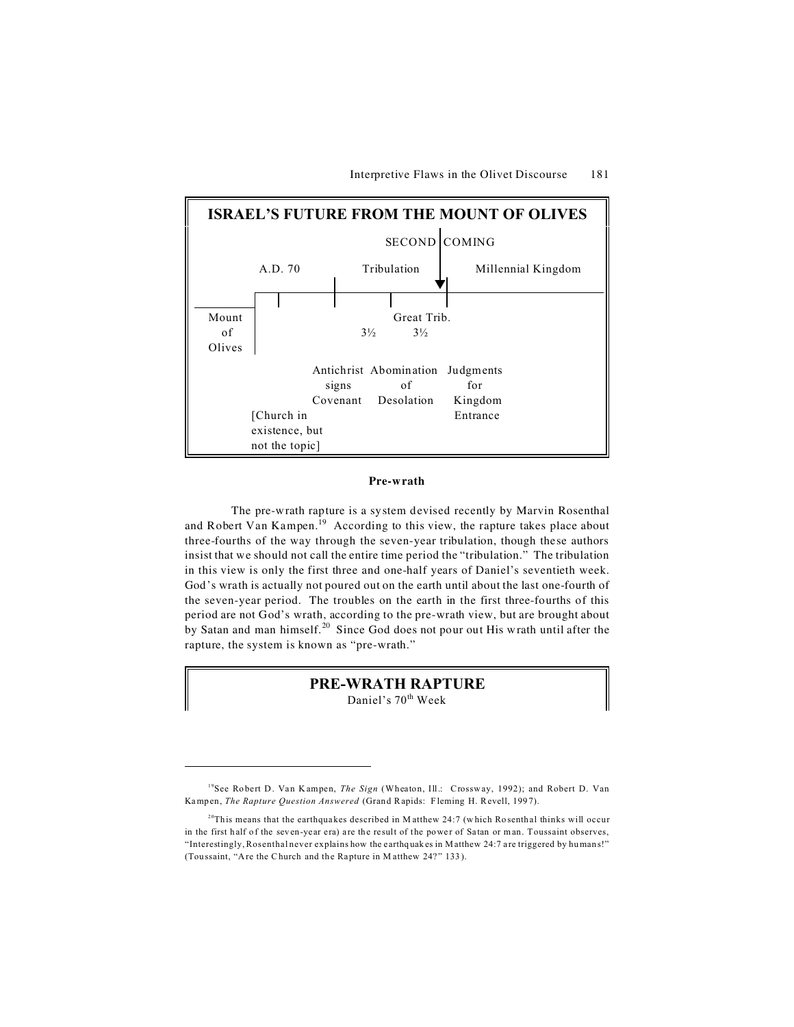**ISRAEL'S FUTURE FROM THE MOUNT OF OLIVES**

SECOND COMING

A.D. 70 — Tribulation — Millennial Kingdom

Mount of Olives — 3½ — Great Trib. 3½

Antichrist signs Covenant — Abomination of Desolation — Judgments for Kingdom Entrance

[Church in existence, but not the topic]

**Pre-wrath**

The pre-wrath rapture is a system devised recently by Marvin Rosenthal and Robert Van Kampen.[19] According to this view, the rapture takes place about three-fourths of the way through the seven-year tribulation, though these authors insist that we should not call the entire time period the "tribulation." The tribulation in this view is only the first three and one-half years of Daniel's seventieth week. God's wrath is actually not poured out on the earth until about the last one-fourth of the seven-year period. The troubles on the earth in the first three-fourths of this period are not God's wrath, according to the pre-wrath view, but are brought about by Satan and man himself.[20] Since God does not pour out His wrath until after the rapture, the system is known as "pre-wrath."

**PRE-WRATH RAPTURE**

Daniel's 70th Week

---

[19]See Robert D. Van Kampen, *The Sign* (Wheaton, Ill.: Crossway, 1992); and Robert D. Van Kampen, *The Rapture Question Answered* (Grand Rapids: Fleming H. Revell, 1997).

[20]This means that the earthquakes described in Matthew 24:7 (which Rosenthal thinks will occur in the first half of the seven-year era) are the result of the power of Satan or man. Toussaint observes, "Interestingly, Rosenthal never explains how the earthquakes in Matthew 24:7 are triggered by humans!" (Toussaint, "Are the Church and the Rapture in Matthew 24?" 133).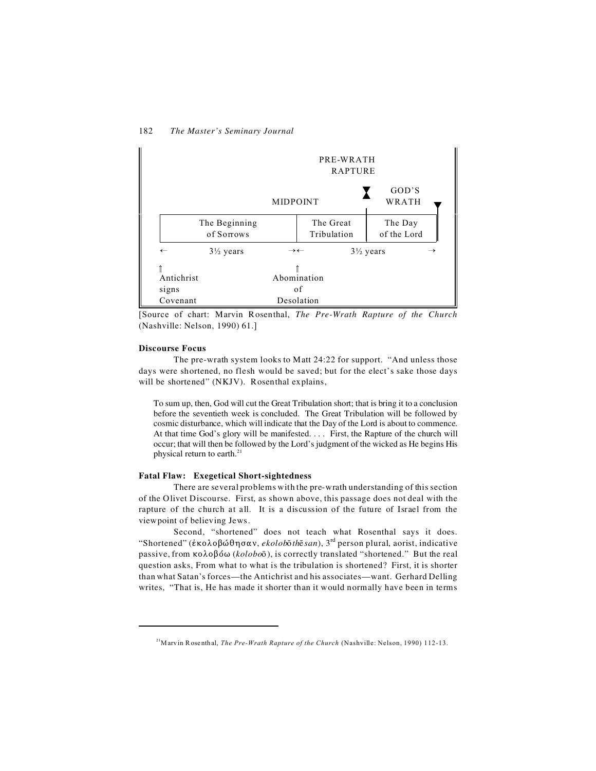| | | | PRE-WRATH RAPTURE | |
|---|---|---|---|---|
| | MIDPOINT | | | GOD'S WRATH |
| The Beginning of Sorrows | | The Great Tribulation | | The Day of the Lord |
| ← 3½ years →← | | 3½ years → | | |
| ⇑ Antichrist signs Covenant | ⇑ Abomination of Desolation | | | |

[Source of chart: Marvin Rosenthal, *The Pre-Wrath Rapture of the Church* (Nashville: Nelson, 1990) 61.]

**Discourse Focus**

The pre-wrath system looks to Matt 24:22 for support. "And unless those days were shortened, no flesh would be saved; but for the elect's sake those days will be shortened" (NKJV). Rosenthal explains,

> To sum up, then, God will cut the Great Tribulation short; that is bring it to a conclusion before the seventieth week is concluded. The Great Tribulation will be followed by cosmic disturbance, which will indicate that the Day of the Lord is about to commence. At that time God's glory will be manifested. . . . First, the Rapture of the church will occur; that will then be followed by the Lord's judgment of the wicked as He begins His physical return to earth.[21]

**Fatal Flaw: Exegetical Short-sightedness**

There are several problems with the pre-wrath understanding of this section of the Olivet Discourse. First, as shown above, this passage does not deal with the rapture of the church at all. It is a discussion of the future of Israel from the viewpoint of believing Jews.

Second, "shortened" does not teach what Rosenthal says it does. "Shortened" (ἐκολοβώθησαν, *ekolobōthēsan*), 3rd person plural, aorist, indicative passive, from κολοβόω (*koloboō*), is correctly translated "shortened." But the real question asks, From what to what is the tribulation is shortened? First, it is shorter than what Satan's forces—the Antichrist and his associates—want. Gerhard Delling writes, "That is, He has made it shorter than it would normally have been in terms

---

[21] Marvin Rosenthal, *The Pre-Wrath Rapture of the Church* (Nashville: Nelson, 1990) 112-13.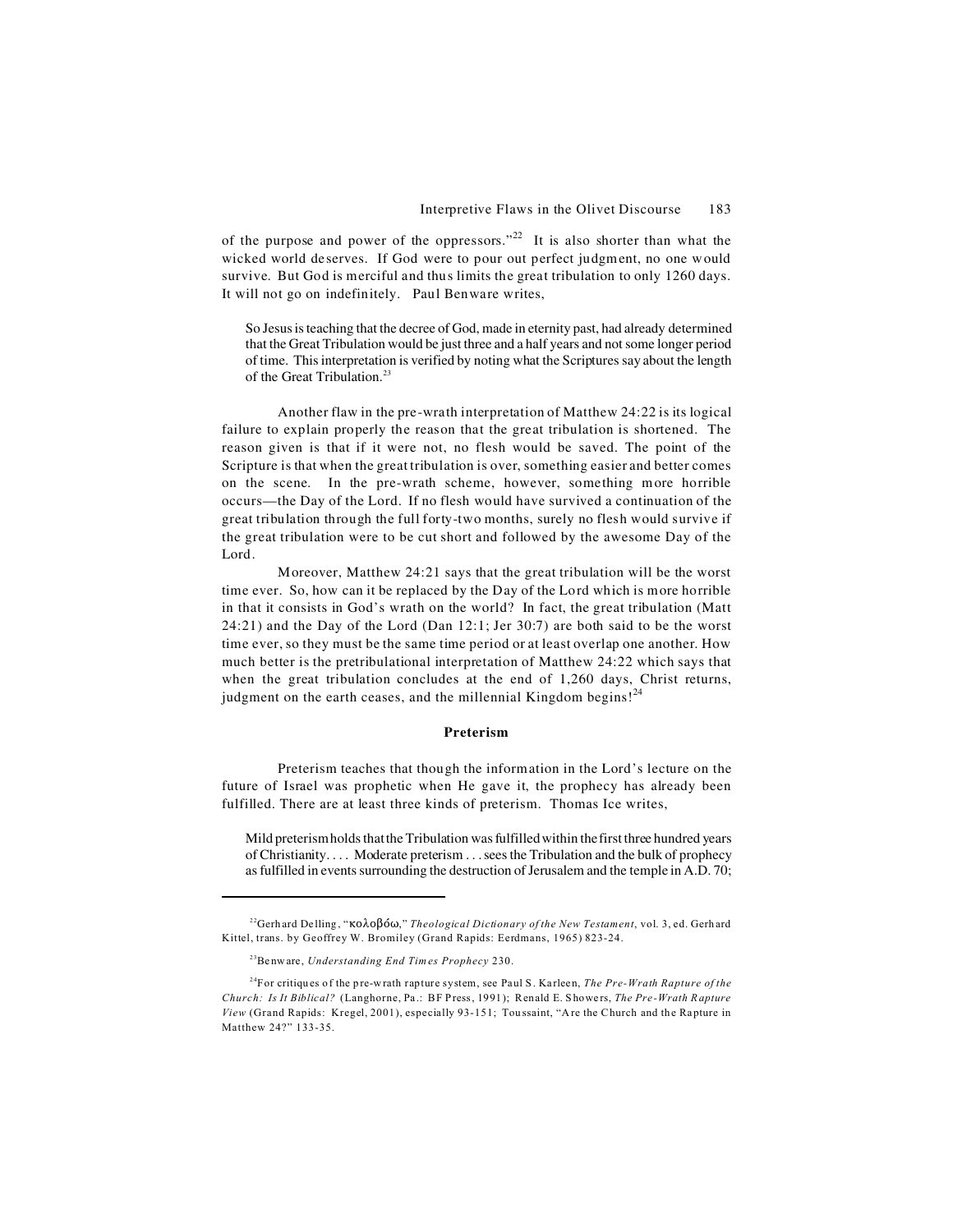of the purpose and power of the oppressors."[22] It is also shorter than what the wicked world deserves. If God were to pour out perfect judgment, no one would survive. But God is merciful and thus limits the great tribulation to only 1260 days. It will not go on indefinitely. Paul Benware writes,

> So Jesus is teaching that the decree of God, made in eternity past, had already determined that the Great Tribulation would be just three and a half years and not some longer period of time. This interpretation is verified by noting what the Scriptures say about the length of the Great Tribulation.[23]

Another flaw in the pre-wrath interpretation of Matthew 24:22 is its logical failure to explain properly the reason that the great tribulation is shortened. The reason given is that if it were not, no flesh would be saved. The point of the Scripture is that when the great tribulation is over, something easier and better comes on the scene. In the pre-wrath scheme, however, something more horrible occurs—the Day of the Lord. If no flesh would have survived a continuation of the great tribulation through the full forty-two months, surely no flesh would survive if the great tribulation were to be cut short and followed by the awesome Day of the Lord.

Moreover, Matthew 24:21 says that the great tribulation will be the worst time ever. So, how can it be replaced by the Day of the Lord which is more horrible in that it consists in God's wrath on the world? In fact, the great tribulation (Matt 24:21) and the Day of the Lord (Dan 12:1; Jer 30:7) are both said to be the worst time ever, so they must be the same time period or at least overlap one another. How much better is the pretribulational interpretation of Matthew 24:22 which says that when the great tribulation concludes at the end of 1,260 days, Christ returns, judgment on the earth ceases, and the millennial Kingdom begins![24]

**Preterism**

Preterism teaches that though the information in the Lord's lecture on the future of Israel was prophetic when He gave it, the prophecy has already been fulfilled. There are at least three kinds of preterism. Thomas Ice writes,

> Mild preterism holds that the Tribulation was fulfilled within the first three hundred years of Christianity. . . . Moderate preterism . . . sees the Tribulation and the bulk of prophecy as fulfilled in events surrounding the destruction of Jerusalem and the temple in A.D. 70;

---

[22]Gerhard Delling, "κολοβόω," *Theological Dictionary of the New Testament*, vol. 3, ed. Gerhard Kittel, trans. by Geoffrey W. Bromiley (Grand Rapids: Eerdmans, 1965) 823-24.

[23]Benware, *Understanding End Times Prophecy* 230.

[24]For critiques of the pre-wrath rapture system, see Paul S. Karleen, *The Pre-Wrath Rapture of the Church: Is It Biblical?* (Langhorne, Pa.: BF Press, 1991); Renald E. Showers, *The Pre-Wrath Rapture View* (Grand Rapids: Kregel, 2001), especially 93-151; Toussaint, "Are the Church and the Rapture in Matthew 24?" 133-35.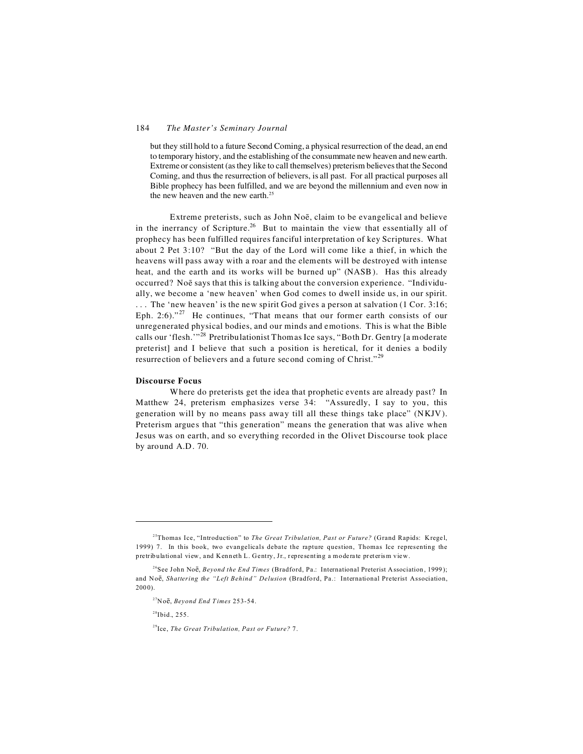> but they still hold to a future Second Coming, a physical resurrection of the dead, an end to temporary history, and the establishing of the consummate new heaven and new earth. Extreme or consistent (as they like to call themselves) preterism believes that the Second Coming, and thus the resurrection of believers, is all past. For all practical purposes all Bible prophecy has been fulfilled, and we are beyond the millennium and even now in the new heaven and the new earth.[25]

Extreme preterists, such as John Noē, claim to be evangelical and believe in the inerrancy of Scripture.[26] But to maintain the view that essentially all of prophecy has been fulfilled requires fanciful interpretation of key Scriptures. What about 2 Pet 3:10? "But the day of the Lord will come like a thief, in which the heavens will pass away with a roar and the elements will be destroyed with intense heat, and the earth and its works will be burned up" (NASB). Has this already occurred? Noē says that this is talking about the conversion experience. "Individually, we become a 'new heaven' when God comes to dwell inside us, in our spirit. . . . The 'new heaven' is the new spirit God gives a person at salvation (1 Cor. 3:16; Eph. 2:6)."[27] He continues, "That means that our former earth consists of our unregenerated physical bodies, and our minds and emotions. This is what the Bible calls our 'flesh.'"[28] Pretribulationist Thomas Ice says, "Both Dr. Gentry [a moderate preterist] and I believe that such a position is heretical, for it denies a bodily resurrection of believers and a future second coming of Christ."[29]

**Discourse Focus**

Where do preterists get the idea that prophetic events are already past? In Matthew 24, preterism emphasizes verse 34: "Assuredly, I say to you, this generation will by no means pass away till all these things take place" (NKJV). Preterism argues that "this generation" means the generation that was alive when Jesus was on earth, and so everything recorded in the Olivet Discourse took place by around A.D. 70.

---

[25] Thomas Ice, "Introduction" to *The Great Tribulation, Past or Future?* (Grand Rapids: Kregel, 1999) 7. In this book, two evangelicals debate the rapture question, Thomas Ice representing the pretribulational view, and Kenneth L. Gentry, Jr., representing a moderate preterism view.

[26] See John Noē, *Beyond the End Times* (Bradford, Pa.: International Preterist Association, 1999); and Noē, *Shattering the "Left Behind" Delusion* (Bradford, Pa.: International Preterist Association, 2000).

[27] Noē, *Beyond End Times* 253-54.

[28] Ibid., 255.

[29] Ice, *The Great Tribulation, Past or Future?* 7.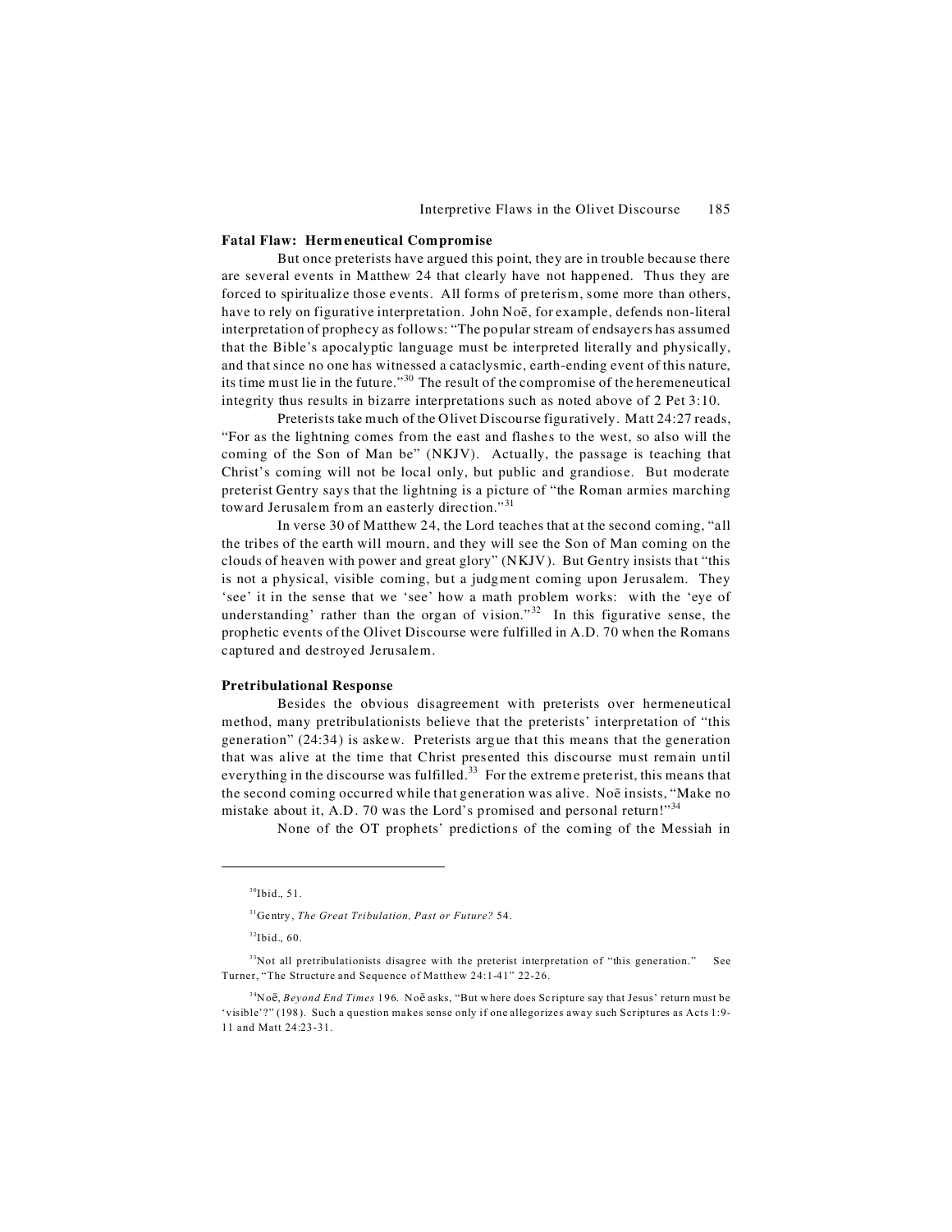**Fatal Flaw: Hermeneutical Compromise**

But once preterists have argued this point, they are in trouble because there are several events in Matthew 24 that clearly have not happened. Thus they are forced to spiritualize those events. All forms of preterism, some more than others, have to rely on figurative interpretation. John Noē, for example, defends non-literal interpretation of prophecy as follows: "The popular stream of endsayers has assumed that the Bible's apocalyptic language must be interpreted literally and physically, and that since no one has witnessed a cataclysmic, earth-ending event of this nature, its time must lie in the future."[30] The result of the compromise of the heremeneutical integrity thus results in bizarre interpretations such as noted above of 2 Pet 3:10.

Preterists take much of the Olivet Discourse figuratively. Matt 24:27 reads, "For as the lightning comes from the east and flashes to the west, so also will the coming of the Son of Man be" (NKJV). Actually, the passage is teaching that Christ's coming will not be local only, but public and grandiose. But moderate preterist Gentry says that the lightning is a picture of "the Roman armies marching toward Jerusalem from an easterly direction."[31]

In verse 30 of Matthew 24, the Lord teaches that at the second coming, "all the tribes of the earth will mourn, and they will see the Son of Man coming on the clouds of heaven with power and great glory" (NKJV). But Gentry insists that "this is not a physical, visible coming, but a judgment coming upon Jerusalem. They 'see' it in the sense that we 'see' how a math problem works: with the 'eye of understanding' rather than the organ of vision."[32] In this figurative sense, the prophetic events of the Olivet Discourse were fulfilled in A.D. 70 when the Romans captured and destroyed Jerusalem.

**Pretribulational Response**

Besides the obvious disagreement with preterists over hermeneutical method, many pretribulationists believe that the preterists' interpretation of "this generation" (24:34) is askew. Preterists argue that this means that the generation that was alive at the time that Christ presented this discourse must remain until everything in the discourse was fulfilled.[33] For the extreme preterist, this means that the second coming occurred while that generation was alive. Noē insists, "Make no mistake about it, A.D. 70 was the Lord's promised and personal return!"[34]

None of the OT prophets' predictions of the coming of the Messiah in

---

[30]Ibid., 51.

[31]Gentry, *The Great Tribulation, Past or Future?* 54.

[32]Ibid., 60.

[33]Not all pretribulationists disagree with the preterist interpretation of "this generation." See Turner, "The Structure and Sequence of Matthew 24:1-41" 22-26.

[34]Noē, *Beyond End Times* 196. Noē asks, "But where does Scripture say that Jesus' return must be 'visible'?" (198). Such a question makes sense only if one allegorizes away such Scriptures as Acts 1:9-11 and Matt 24:23-31.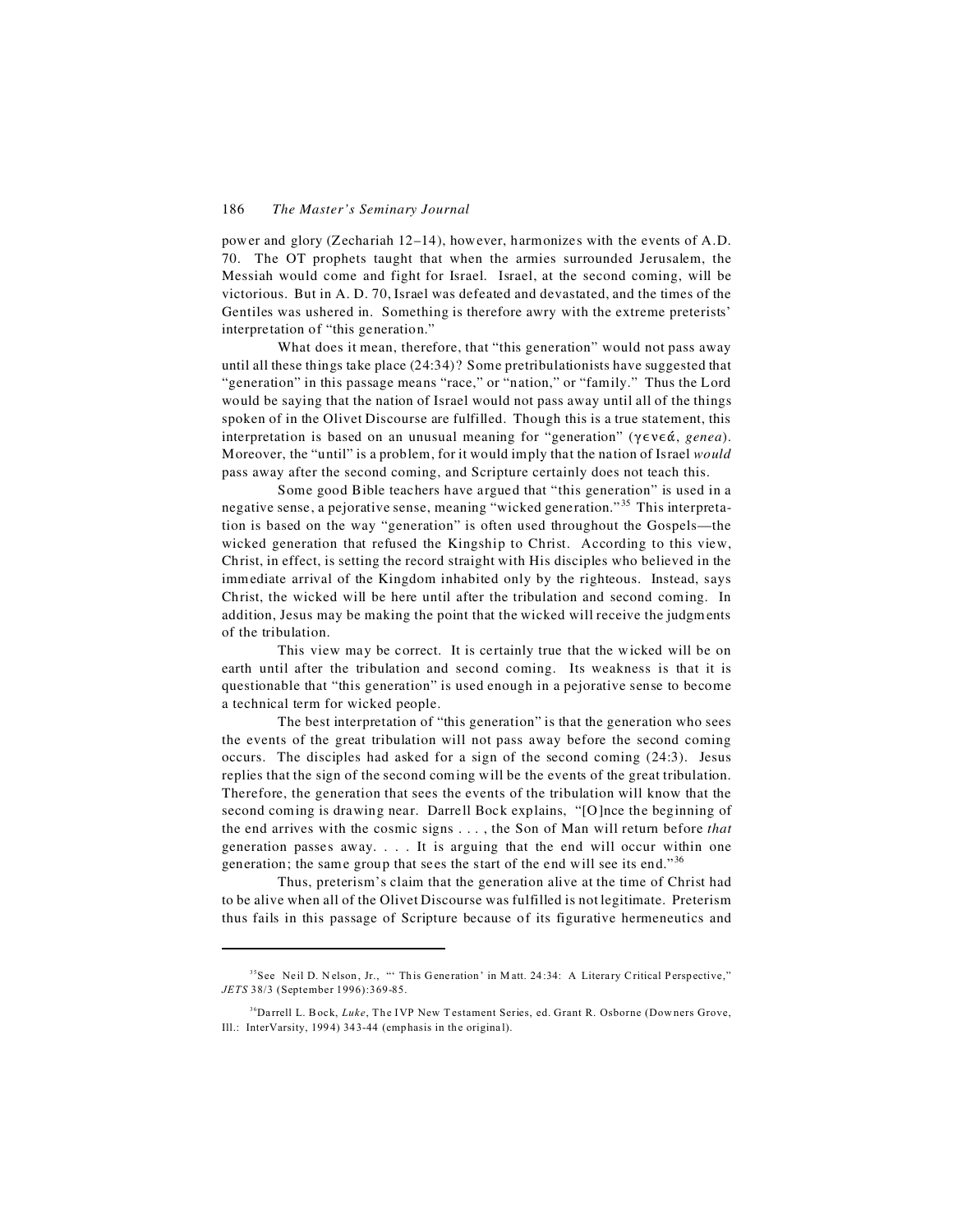power and glory (Zechariah 12–14), however, harmonizes with the events of A.D. 70. The OT prophets taught that when the armies surrounded Jerusalem, the Messiah would come and fight for Israel. Israel, at the second coming, will be victorious. But in A. D. 70, Israel was defeated and devastated, and the times of the Gentiles was ushered in. Something is therefore awry with the extreme preterists' interpretation of "this generation."

What does it mean, therefore, that "this generation" would not pass away until all these things take place (24:34)? Some pretribulationists have suggested that "generation" in this passage means "race," or "nation," or "family." Thus the Lord would be saying that the nation of Israel would not pass away until all of the things spoken of in the Olivet Discourse are fulfilled. Though this is a true statement, this interpretation is based on an unusual meaning for "generation" (γενεά, *genea*). Moreover, the "until" is a problem, for it would imply that the nation of Israel *would* pass away after the second coming, and Scripture certainly does not teach this.

Some good Bible teachers have argued that "this generation" is used in a negative sense, a pejorative sense, meaning "wicked generation."[35] This interpretation is based on the way "generation" is often used throughout the Gospels—the wicked generation that refused the Kingship to Christ. According to this view, Christ, in effect, is setting the record straight with His disciples who believed in the immediate arrival of the Kingdom inhabited only by the righteous. Instead, says Christ, the wicked will be here until after the tribulation and second coming. In addition, Jesus may be making the point that the wicked will receive the judgments of the tribulation.

This view may be correct. It is certainly true that the wicked will be on earth until after the tribulation and second coming. Its weakness is that it is questionable that "this generation" is used enough in a pejorative sense to become a technical term for wicked people.

The best interpretation of "this generation" is that the generation who sees the events of the great tribulation will not pass away before the second coming occurs. The disciples had asked for a sign of the second coming (24:3). Jesus replies that the sign of the second coming will be the events of the great tribulation. Therefore, the generation that sees the events of the tribulation will know that the second coming is drawing near. Darrell Bock explains, "[O]nce the beginning of the end arrives with the cosmic signs . . . , the Son of Man will return before *that* generation passes away. . . . It is arguing that the end will occur within one generation; the same group that sees the start of the end will see its end."[36]

Thus, preterism's claim that the generation alive at the time of Christ had to be alive when all of the Olivet Discourse was fulfilled is not legitimate. Preterism thus fails in this passage of Scripture because of its figurative hermeneutics and

---

[35] See Neil D. Nelson, Jr., "'This Generation' in Matt. 24:34: A Literary Critical Perspective," *JETS* 38/3 (September 1996):369-85.

[36] Darrell L. Bock, *Luke*, The IVP New Testament Series, ed. Grant R. Osborne (Downers Grove, Ill.: InterVarsity, 1994) 343-44 (emphasis in the original).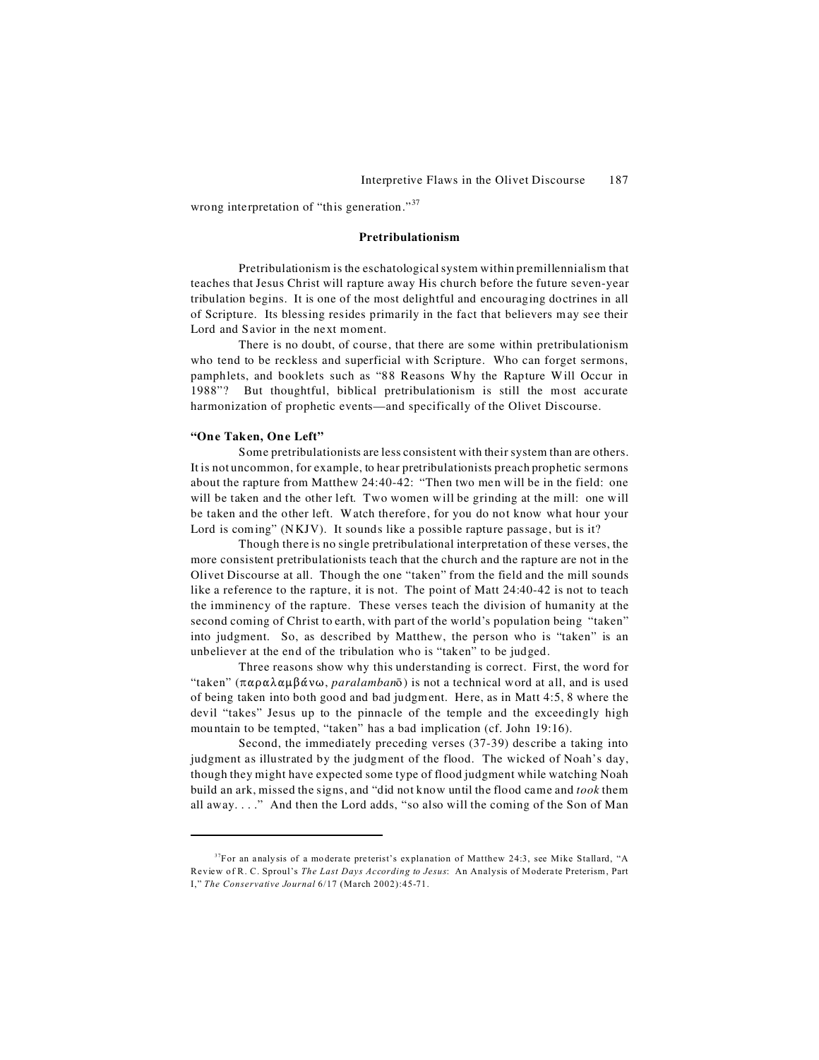wrong interpretation of "this generation."[37]

### Pretribulationism

Pretribulationism is the eschatological system within premillennialism that teaches that Jesus Christ will rapture away His church before the future seven-year tribulation begins. It is one of the most delightful and encouraging doctrines in all of Scripture. Its blessing resides primarily in the fact that believers may see their Lord and Savior in the next moment.

There is no doubt, of course, that there are some within pretribulationism who tend to be reckless and superficial with Scripture. Who can forget sermons, pamphlets, and booklets such as "88 Reasons Why the Rapture Will Occur in 1988"? But thoughtful, biblical pretribulationism is still the most accurate harmonization of prophetic events—and specifically of the Olivet Discourse.

#### "One Taken, One Left"

Some pretribulationists are less consistent with their system than are others. It is not uncommon, for example, to hear pretribulationists preach prophetic sermons about the rapture from Matthew 24:40-42: "Then two men will be in the field: one will be taken and the other left. Two women will be grinding at the mill: one will be taken and the other left. Watch therefore, for you do not know what hour your Lord is coming" (NKJV). It sounds like a possible rapture passage, but is it?

Though there is no single pretribulational interpretation of these verses, the more consistent pretribulationists teach that the church and the rapture are not in the Olivet Discourse at all. Though the one "taken" from the field and the mill sounds like a reference to the rapture, it is not. The point of Matt 24:40-42 is not to teach the imminency of the rapture. These verses teach the division of humanity at the second coming of Christ to earth, with part of the world's population being "taken" into judgment. So, as described by Matthew, the person who is "taken" is an unbeliever at the end of the tribulation who is "taken" to be judged.

Three reasons show why this understanding is correct. First, the word for "taken" (παραλαμβάνω, *paralambanō*) is not a technical word at all, and is used of being taken into both good and bad judgment. Here, as in Matt 4:5, 8 where the devil "takes" Jesus up to the pinnacle of the temple and the exceedingly high mountain to be tempted, "taken" has a bad implication (cf. John 19:16).

Second, the immediately preceding verses (37-39) describe a taking into judgment as illustrated by the judgment of the flood. The wicked of Noah's day, though they might have expected some type of flood judgment while watching Noah build an ark, missed the signs, and "did not know until the flood came and *took* them all away. . . ." And then the Lord adds, "so also will the coming of the Son of Man

---

[37]For an analysis of a moderate preterist's explanation of Matthew 24:3, see Mike Stallard, "A Review of R. C. Sproul's *The Last Days According to Jesus*: An Analysis of Moderate Preterism, Part I," *The Conservative Journal* 6/17 (March 2002):45-71.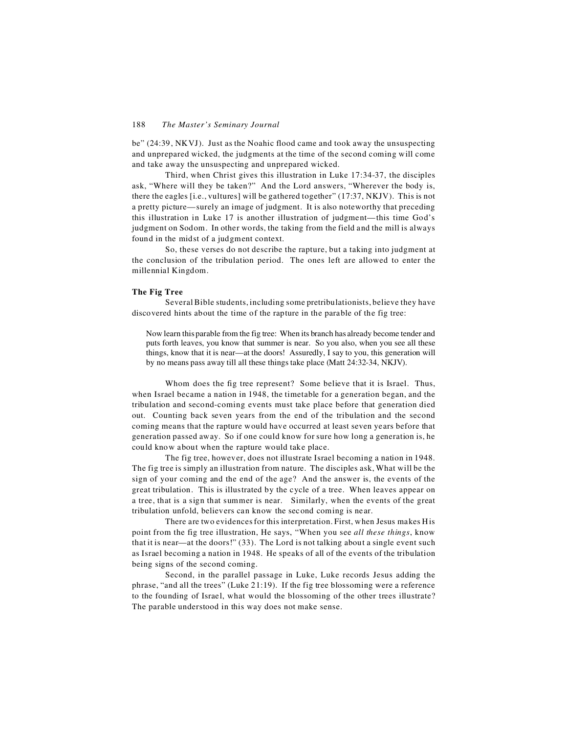be" (24:39, NKVJ). Just as the Noahic flood came and took away the unsuspecting and unprepared wicked, the judgments at the time of the second coming will come and take away the unsuspecting and unprepared wicked.

Third, when Christ gives this illustration in Luke 17:34-37, the disciples ask, "Where will they be taken?" And the Lord answers, "Wherever the body is, there the eagles [i.e., vultures] will be gathered together" (17:37, NKJV). This is not a pretty picture—surely an image of judgment. It is also noteworthy that preceding this illustration in Luke 17 is another illustration of judgment—this time God's judgment on Sodom. In other words, the taking from the field and the mill is always found in the midst of a judgment context.

So, these verses do not describe the rapture, but a taking into judgment at the conclusion of the tribulation period. The ones left are allowed to enter the millennial Kingdom.

**The Fig Tree**

Several Bible students, including some pretribulationists, believe they have discovered hints about the time of the rapture in the parable of the fig tree:

> Now learn this parable from the fig tree: When its branch has already become tender and puts forth leaves, you know that summer is near. So you also, when you see all these things, know that it is near—at the doors! Assuredly, I say to you, this generation will by no means pass away till all these things take place (Matt 24:32-34, NKJV).

Whom does the fig tree represent? Some believe that it is Israel. Thus, when Israel became a nation in 1948, the timetable for a generation began, and the tribulation and second-coming events must take place before that generation died out. Counting back seven years from the end of the tribulation and the second coming means that the rapture would have occurred at least seven years before that generation passed away. So if one could know for sure how long a generation is, he could know about when the rapture would take place.

The fig tree, however, does not illustrate Israel becoming a nation in 1948. The fig tree is simply an illustration from nature. The disciples ask, What will be the sign of your coming and the end of the age? And the answer is, the events of the great tribulation. This is illustrated by the cycle of a tree. When leaves appear on a tree, that is a sign that summer is near. Similarly, when the events of the great tribulation unfold, believers can know the second coming is near.

There are two evidences for this interpretation. First, when Jesus makes His point from the fig tree illustration, He says, "When you see *all these things*, know that it is near—at the doors!" (33). The Lord is not talking about a single event such as Israel becoming a nation in 1948. He speaks of all of the events of the tribulation being signs of the second coming.

Second, in the parallel passage in Luke, Luke records Jesus adding the phrase, "and all the trees" (Luke 21:19). If the fig tree blossoming were a reference to the founding of Israel, what would the blossoming of the other trees illustrate? The parable understood in this way does not make sense.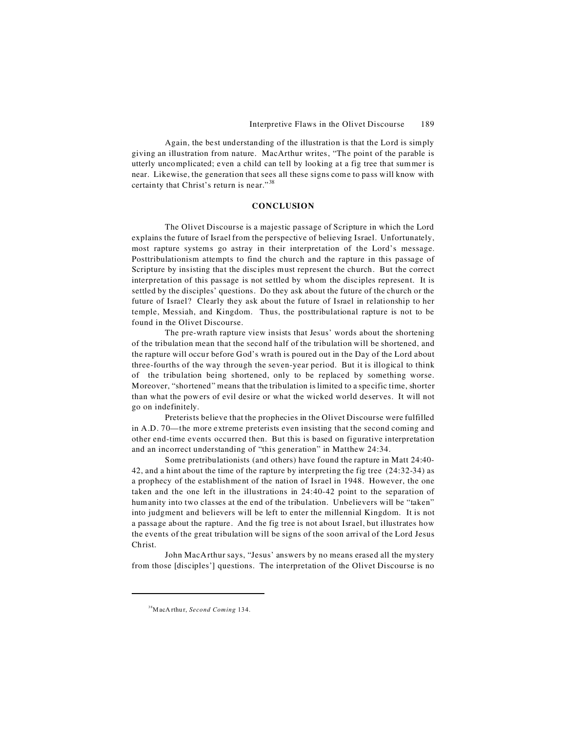Again, the best understanding of the illustration is that the Lord is simply giving an illustration from nature. MacArthur writes, "The point of the parable is utterly uncomplicated; even a child can tell by looking at a fig tree that summer is near. Likewise, the generation that sees all these signs come to pass will know with certainty that Christ's return is near."[38]

## CONCLUSION

The Olivet Discourse is a majestic passage of Scripture in which the Lord explains the future of Israel from the perspective of believing Israel. Unfortunately, most rapture systems go astray in their interpretation of the Lord's message. Posttribulationism attempts to find the church and the rapture in this passage of Scripture by insisting that the disciples must represent the church. But the correct interpretation of this passage is not settled by whom the disciples represent. It is settled by the disciples' questions. Do they ask about the future of the church or the future of Israel? Clearly they ask about the future of Israel in relationship to her temple, Messiah, and Kingdom. Thus, the posttribulational rapture is not to be found in the Olivet Discourse.

The pre-wrath rapture view insists that Jesus' words about the shortening of the tribulation mean that the second half of the tribulation will be shortened, and the rapture will occur before God's wrath is poured out in the Day of the Lord about three-fourths of the way through the seven-year period. But it is illogical to think of the tribulation being shortened, only to be replaced by something worse. Moreover, "shortened" means that the tribulation is limited to a specific time, shorter than what the powers of evil desire or what the wicked world deserves. It will not go on indefinitely.

Preterists believe that the prophecies in the Olivet Discourse were fulfilled in A.D. 70—the more extreme preterists even insisting that the second coming and other end-time events occurred then. But this is based on figurative interpretation and an incorrect understanding of "this generation" in Matthew 24:34.

Some pretribulationists (and others) have found the rapture in Matt 24:40-42, and a hint about the time of the rapture by interpreting the fig tree (24:32-34) as a prophecy of the establishment of the nation of Israel in 1948. However, the one taken and the one left in the illustrations in 24:40-42 point to the separation of humanity into two classes at the end of the tribulation. Unbelievers will be "taken" into judgment and believers will be left to enter the millennial Kingdom. It is not a passage about the rapture. And the fig tree is not about Israel, but illustrates how the events of the great tribulation will be signs of the soon arrival of the Lord Jesus Christ.

John MacArthur says, "Jesus' answers by no means erased all the mystery from those [disciples'] questions. The interpretation of the Olivet Discourse is no

---

[38] MacArthur, *Second Coming* 134.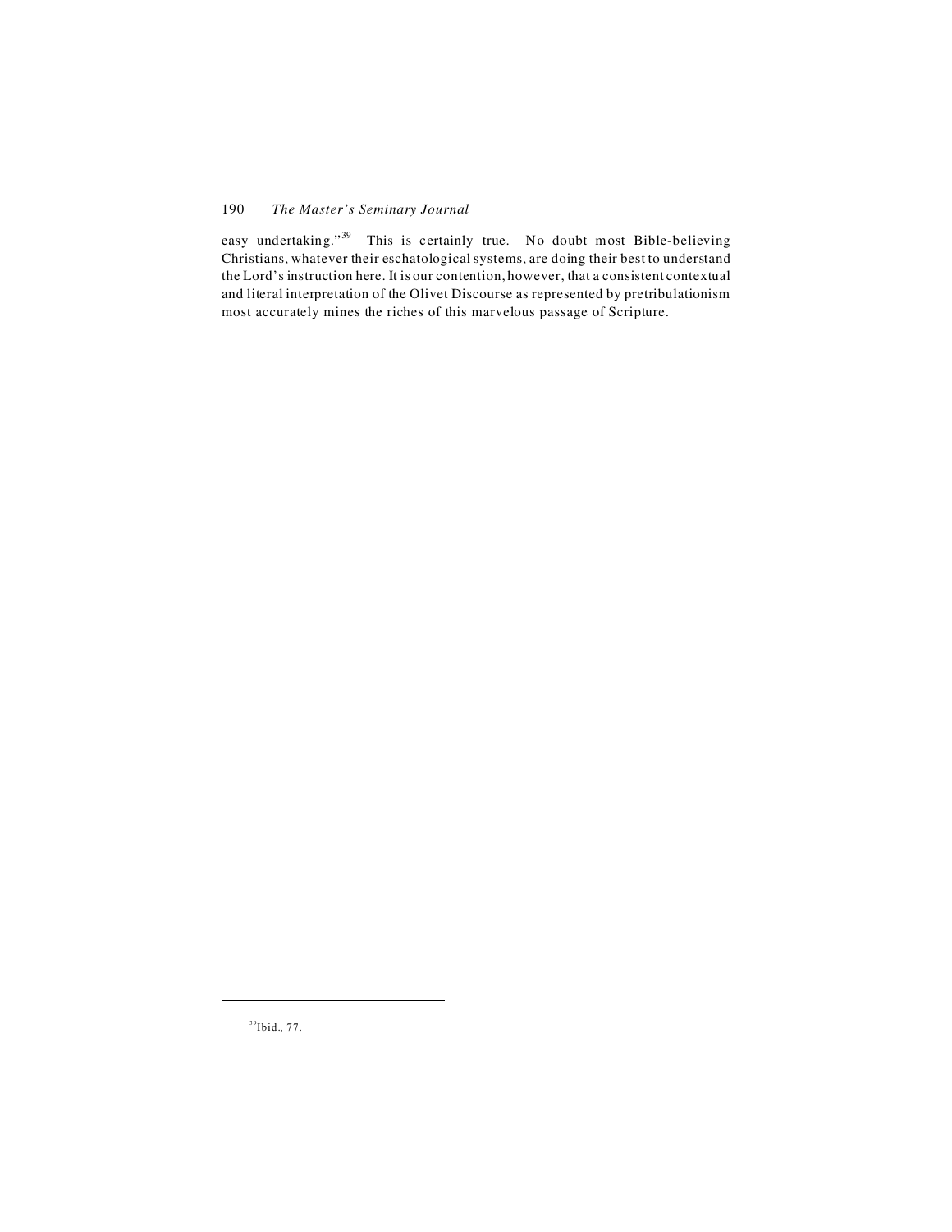easy undertaking."[39] This is certainly true. No doubt most Bible-believing Christians, whatever their eschatological systems, are doing their best to understand the Lord's instruction here. It is our contention, however, that a consistent contextual and literal interpretation of the Olivet Discourse as represented by pretribulationism most accurately mines the riches of this marvelous passage of Scripture.

---

[39]Ibid., 77.